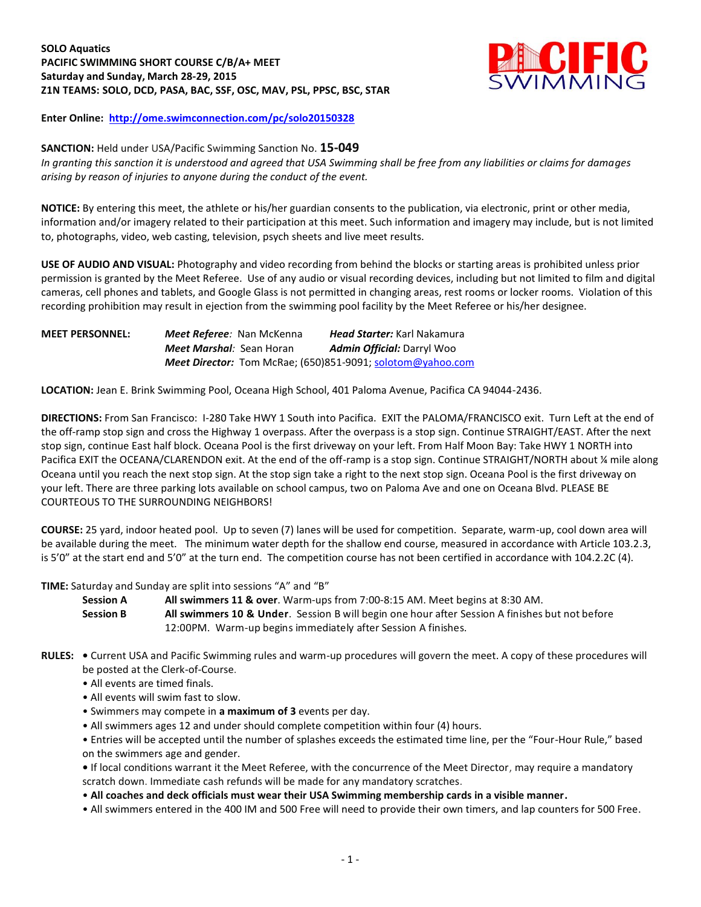**SOLO Aquatics**
**PACIFIC SWIMMING SHORT COURSE C/B/A+ MEET**
**Saturday and Sunday, March 28-29, 2015**
**Z1N TEAMS: SOLO, DCD, PASA, BAC, SSF, OSC, MAV, PSL, PPSC, BSC, STAR**

**Enter Online:** http://ome.swimconnection.com/pc/solo20150328

**SANCTION:** Held under USA/Pacific Swimming Sanction No. **15-049**
*In granting this sanction it is understood and agreed that USA Swimming shall be free from any liabilities or claims for damages arising by reason of injuries to anyone during the conduct of the event.*

**NOTICE:** By entering this meet, the athlete or his/her guardian consents to the publication, via electronic, print or other media, information and/or imagery related to their participation at this meet. Such information and imagery may include, but is not limited to, photographs, video, web casting, television, psych sheets and live meet results.

**USE OF AUDIO AND VISUAL:** Photography and video recording from behind the blocks or starting areas is prohibited unless prior permission is granted by the Meet Referee. Use of any audio or visual recording devices, including but not limited to film and digital cameras, cell phones and tablets, and Google Glass is not permitted in changing areas, rest rooms or locker rooms. Violation of this recording prohibition may result in ejection from the swimming pool facility by the Meet Referee or his/her designee.

**MEET PERSONNEL:**
***Meet Referee***: Nan McKenna — ***Head Starter:*** Karl Nakamura
***Meet Marshal***: Sean Horan — ***Admin Official:*** Darryl Woo
***Meet Director:*** Tom McRae; (650)851-9091; solotom@yahoo.com

**LOCATION:** Jean E. Brink Swimming Pool, Oceana High School, 401 Paloma Avenue, Pacifica CA 94044-2436.

**DIRECTIONS:** From San Francisco: I-280 Take HWY 1 South into Pacifica. EXIT the PALOMA/FRANCISCO exit. Turn Left at the end of the off-ramp stop sign and cross the Highway 1 overpass. After the overpass is a stop sign. Continue STRAIGHT/EAST. After the next stop sign, continue East half block. Oceana Pool is the first driveway on your left. From Half Moon Bay: Take HWY 1 NORTH into Pacifica EXIT the OCEANA/CLARENDON exit. At the end of the off-ramp is a stop sign. Continue STRAIGHT/NORTH about ¼ mile along Oceana until you reach the next stop sign. At the stop sign take a right to the next stop sign. Oceana Pool is the first driveway on your left. There are three parking lots available on school campus, two on Paloma Ave and one on Oceana Blvd. PLEASE BE COURTEOUS TO THE SURROUNDING NEIGHBORS!

**COURSE:** 25 yard, indoor heated pool. Up to seven (7) lanes will be used for competition. Separate, warm-up, cool down area will be available during the meet. The minimum water depth for the shallow end course, measured in accordance with Article 103.2.3, is 5'0" at the start end and 5'0" at the turn end. The competition course has not been certified in accordance with 104.2.2C (4).

**TIME:** Saturday and Sunday are split into sessions "A" and "B"

- **Session A** — **All swimmers 11 & over**. Warm-ups from 7:00-8:15 AM. Meet begins at 8:30 AM.
- **Session B** — **All swimmers 10 & Under**. Session B will begin one hour after Session A finishes but not before 12:00PM. Warm-up begins immediately after Session A finishes.

**RULES:**

- Current USA and Pacific Swimming rules and warm-up procedures will govern the meet. A copy of these procedures will be posted at the Clerk-of-Course.
- All events are timed finals.
- All events will swim fast to slow.
- Swimmers may compete in **a maximum of 3** events per day.
- All swimmers ages 12 and under should complete competition within four (4) hours.
- Entries will be accepted until the number of splashes exceeds the estimated time line, per the "Four-Hour Rule," based on the swimmers age and gender.
- If local conditions warrant it the Meet Referee, with the concurrence of the Meet Director, may require a mandatory scratch down. Immediate cash refunds will be made for any mandatory scratches.
- **All coaches and deck officials must wear their USA Swimming membership cards in a visible manner.**
- All swimmers entered in the 400 IM and 500 Free will need to provide their own timers, and lap counters for 500 Free.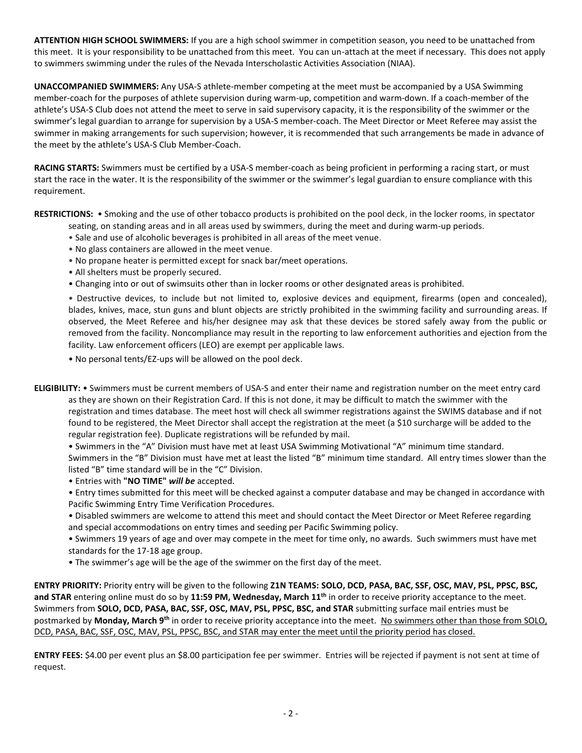**ATTENTION HIGH SCHOOL SWIMMERS:** If you are a high school swimmer in competition season, you need to be unattached from this meet. It is your responsibility to be unattached from this meet. You can un-attach at the meet if necessary. This does not apply to swimmers swimming under the rules of the Nevada Interscholastic Activities Association (NIAA).

**UNACCOMPANIED SWIMMERS:** Any USA-S athlete-member competing at the meet must be accompanied by a USA Swimming member-coach for the purposes of athlete supervision during warm-up, competition and warm-down. If a coach-member of the athlete's USA-S Club does not attend the meet to serve in said supervisory capacity, it is the responsibility of the swimmer or the swimmer's legal guardian to arrange for supervision by a USA-S member-coach. The Meet Director or Meet Referee may assist the swimmer in making arrangements for such supervision; however, it is recommended that such arrangements be made in advance of the meet by the athlete's USA-S Club Member-Coach.

**RACING STARTS:** Swimmers must be certified by a USA-S member-coach as being proficient in performing a racing start, or must start the race in the water. It is the responsibility of the swimmer or the swimmer's legal guardian to ensure compliance with this requirement.

**RESTRICTIONS:**
- Smoking and the use of other tobacco products is prohibited on the pool deck, in the locker rooms, in spectator seating, on standing areas and in all areas used by swimmers, during the meet and during warm-up periods.
- Sale and use of alcoholic beverages is prohibited in all areas of the meet venue.
- No glass containers are allowed in the meet venue.
- No propane heater is permitted except for snack bar/meet operations.
- All shelters must be properly secured.
- Changing into or out of swimsuits other than in locker rooms or other designated areas is prohibited.
- Destructive devices, to include but not limited to, explosive devices and equipment, firearms (open and concealed), blades, knives, mace, stun guns and blunt objects are strictly prohibited in the swimming facility and surrounding areas. If observed, the Meet Referee and his/her designee may ask that these devices be stored safely away from the public or removed from the facility. Noncompliance may result in the reporting to law enforcement authorities and ejection from the facility. Law enforcement officers (LEO) are exempt per applicable laws.
- No personal tents/EZ-ups will be allowed on the pool deck.

**ELIGIBILITY:**
- Swimmers must be current members of USA-S and enter their name and registration number on the meet entry card as they are shown on their Registration Card. If this is not done, it may be difficult to match the swimmer with the registration and times database. The meet host will check all swimmer registrations against the SWIMS database and if not found to be registered, the Meet Director shall accept the registration at the meet (a $10 surcharge will be added to the regular registration fee). Duplicate registrations will be refunded by mail.
- Swimmers in the "A" Division must have met at least USA Swimming Motivational "A" minimum time standard. Swimmers in the "B" Division must have met at least the listed "B" minimum time standard. All entry times slower than the listed "B" time standard will be in the "C" Division.
- Entries with **"NO TIME"** ***will be*** accepted.
- Entry times submitted for this meet will be checked against a computer database and may be changed in accordance with Pacific Swimming Entry Time Verification Procedures.
- Disabled swimmers are welcome to attend this meet and should contact the Meet Director or Meet Referee regarding and special accommodations on entry times and seeding per Pacific Swimming policy.
- Swimmers 19 years of age and over may compete in the meet for time only, no awards. Such swimmers must have met standards for the 17-18 age group.
- The swimmer's age will be the age of the swimmer on the first day of the meet.

**ENTRY PRIORITY:** Priority entry will be given to the following **Z1N TEAMS: SOLO, DCD, PASA, BAC, SSF, OSC, MAV, PSL, PPSC, BSC, and STAR** entering online must do so by **11:59 PM, Wednesday, March 11th** in order to receive priority acceptance to the meet. Swimmers from **SOLO, DCD, PASA, BAC, SSF, OSC, MAV, PSL, PPSC, BSC, and STAR** submitting surface mail entries must be postmarked by **Monday, March 9th** in order to receive priority acceptance into the meet. No swimmers other than those from SOLO, DCD, PASA, BAC, SSF, OSC, MAV, PSL, PPSC, BSC, and STAR may enter the meet until the priority period has closed.

**ENTRY FEES:** $4.00 per event plus an $8.00 participation fee per swimmer. Entries will be rejected if payment is not sent at time of request.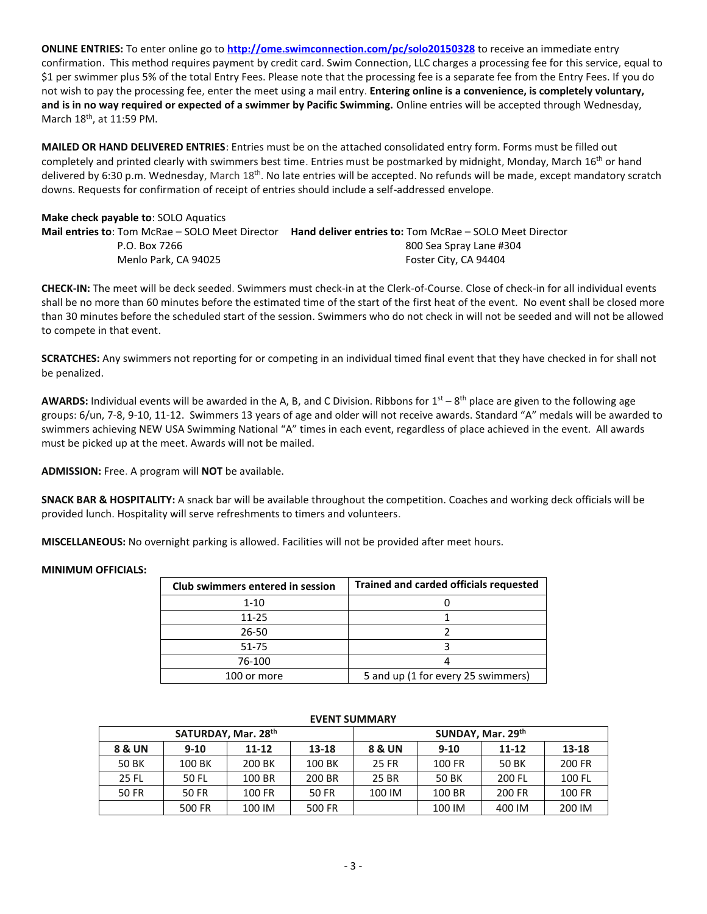**ONLINE ENTRIES:** To enter online go to **http://ome.swimconnection.com/pc/solo20150328** to receive an immediate entry confirmation. This method requires payment by credit card. Swim Connection, LLC charges a processing fee for this service, equal to \$1 per swimmer plus 5% of the total Entry Fees. Please note that the processing fee is a separate fee from the Entry Fees. If you do not wish to pay the processing fee, enter the meet using a mail entry. **Entering online is a convenience, is completely voluntary, and is in no way required or expected of a swimmer by Pacific Swimming.** Online entries will be accepted through Wednesday, March 18th, at 11:59 PM.

**MAILED OR HAND DELIVERED ENTRIES**: Entries must be on the attached consolidated entry form. Forms must be filled out completely and printed clearly with swimmers best time. Entries must be postmarked by midnight, Monday, March 16th or hand delivered by 6:30 p.m. Wednesday, March 18th. No late entries will be accepted. No refunds will be made, except mandatory scratch downs. Requests for confirmation of receipt of entries should include a self-addressed envelope.

**Make check payable to**: SOLO Aquatics

**Mail entries to**: Tom McRae – SOLO Meet Director
P.O. Box 7266
Menlo Park, CA 94025

**Hand deliver entries to:** Tom McRae – SOLO Meet Director
800 Sea Spray Lane #304
Foster City, CA 94404

**CHECK-IN:** The meet will be deck seeded. Swimmers must check-in at the Clerk-of-Course. Close of check-in for all individual events shall be no more than 60 minutes before the estimated time of the start of the first heat of the event. No event shall be closed more than 30 minutes before the scheduled start of the session. Swimmers who do not check in will not be seeded and will not be allowed to compete in that event.

**SCRATCHES:** Any swimmers not reporting for or competing in an individual timed final event that they have checked in for shall not be penalized.

**AWARDS:** Individual events will be awarded in the A, B, and C Division. Ribbons for 1st – 8th place are given to the following age groups: 6/un, 7-8, 9-10, 11-12. Swimmers 13 years of age and older will not receive awards. Standard "A" medals will be awarded to swimmers achieving NEW USA Swimming National "A" times in each event, regardless of place achieved in the event. All awards must be picked up at the meet. Awards will not be mailed.

**ADMISSION:** Free. A program will **NOT** be available.

**SNACK BAR & HOSPITALITY:** A snack bar will be available throughout the competition. Coaches and working deck officials will be provided lunch. Hospitality will serve refreshments to timers and volunteers.

**MISCELLANEOUS:** No overnight parking is allowed. Facilities will not be provided after meet hours.

**MINIMUM OFFICIALS:**

| Club swimmers entered in session | Trained and carded officials requested |
|---|---|
| 1-10 | 0 |
| 11-25 | 1 |
| 26-50 | 2 |
| 51-75 | 3 |
| 76-100 | 4 |
| 100 or more | 5 and up (1 for every 25 swimmers) |

**EVENT SUMMARY**

| SATURDAY, Mar. 28th | | | | SUNDAY, Mar. 29th | | | |
|---|---|---|---|---|---|---|---|
| **8 & UN** | **9-10** | **11-12** | **13-18** | **8 & UN** | **9-10** | **11-12** | **13-18** |
| 50 BK | 100 BK | 200 BK | 100 BK | 25 FR | 100 FR | 50 BK | 200 FR |
| 25 FL | 50 FL | 100 BR | 200 BR | 25 BR | 50 BK | 200 FL | 100 FL |
| 50 FR | 50 FR | 100 FR | 50 FR | 100 IM | 100 BR | 200 FR | 100 FR |
| | 500 FR | 100 IM | 500 FR | | 100 IM | 400 IM | 200 IM |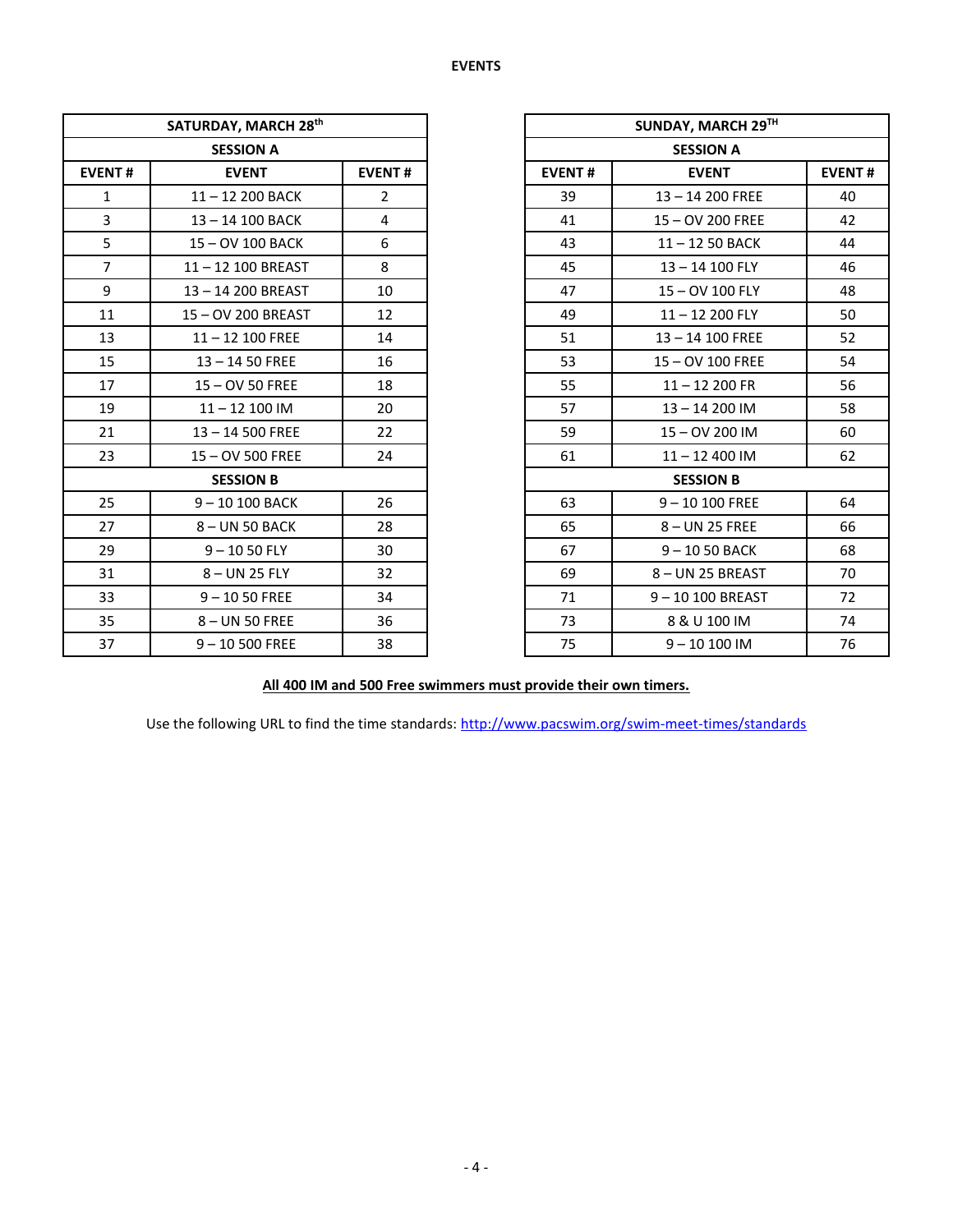**EVENTS**

| SATURDAY, MARCH 28th | | |
|---|---|---|
| **SESSION A** | | |
| **EVENT #** | **EVENT** | **EVENT #** |
| 1 | 11 – 12 200 BACK | 2 |
| 3 | 13 – 14 100 BACK | 4 |
| 5 | 15 – OV 100 BACK | 6 |
| 7 | 11 – 12 100 BREAST | 8 |
| 9 | 13 – 14 200 BREAST | 10 |
| 11 | 15 – OV 200 BREAST | 12 |
| 13 | 11 – 12 100 FREE | 14 |
| 15 | 13 – 14 50 FREE | 16 |
| 17 | 15 – OV 50 FREE | 18 |
| 19 | 11 – 12 100 IM | 20 |
| 21 | 13 – 14 500 FREE | 22 |
| 23 | 15 – OV 500 FREE | 24 |
| **SESSION B** | | |
| 25 | 9 – 10 100 BACK | 26 |
| 27 | 8 – UN 50 BACK | 28 |
| 29 | 9 – 10 50 FLY | 30 |
| 31 | 8 – UN 25 FLY | 32 |
| 33 | 9 – 10 50 FREE | 34 |
| 35 | 8 – UN 50 FREE | 36 |
| 37 | 9 – 10 500 FREE | 38 |

| SUNDAY, MARCH 29TH | | |
|---|---|---|
| **SESSION A** | | |
| **EVENT #** | **EVENT** | **EVENT #** |
| 39 | 13 – 14 200 FREE | 40 |
| 41 | 15 – OV 200 FREE | 42 |
| 43 | 11 – 12 50 BACK | 44 |
| 45 | 13 – 14 100 FLY | 46 |
| 47 | 15 – OV 100 FLY | 48 |
| 49 | 11 – 12 200 FLY | 50 |
| 51 | 13 – 14 100 FREE | 52 |
| 53 | 15 – OV 100 FREE | 54 |
| 55 | 11 – 12 200 FR | 56 |
| 57 | 13 – 14 200 IM | 58 |
| 59 | 15 – OV 200 IM | 60 |
| 61 | 11 – 12 400 IM | 62 |
| **SESSION B** | | |
| 63 | 9 – 10 100 FREE | 64 |
| 65 | 8 – UN 25 FREE | 66 |
| 67 | 9 – 10 50 BACK | 68 |
| 69 | 8 – UN 25 BREAST | 70 |
| 71 | 9 – 10 100 BREAST | 72 |
| 73 | 8 & U 100 IM | 74 |
| 75 | 9 – 10 100 IM | 76 |

**All 400 IM and 500 Free swimmers must provide their own timers.**

Use the following URL to find the time standards: http://www.pacswim.org/swim-meet-times/standards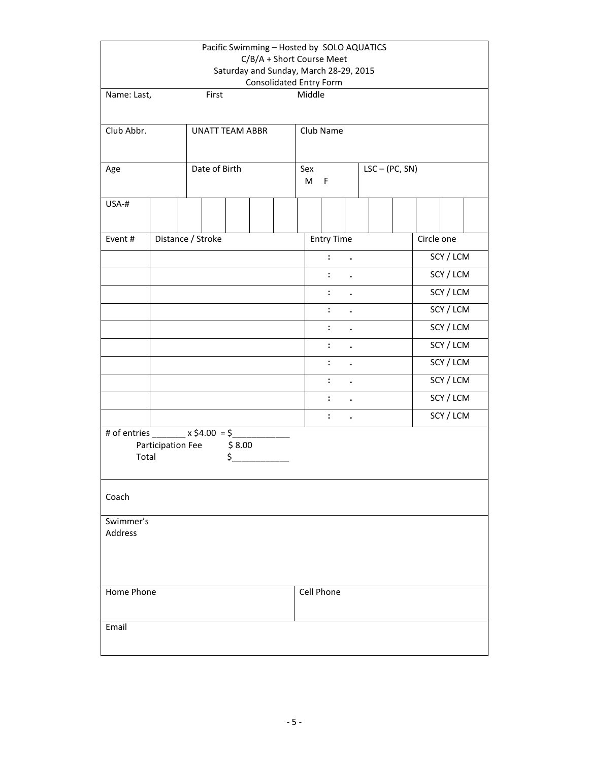Pacific Swimming – Hosted by SOLO AQUATICS
C/B/A + Short Course Meet
Saturday and Sunday, March 28-29, 2015
Consolidated Entry Form

| Name: Last, | First | Middle |
|---|---|---|
| | | |

| Club Abbr. | UNATT TEAM ABBR | Club Name |
|---|---|---|
| | | |

| Age | Date of Birth | Sex M F | LSC – (PC, SN) |
|---|---|---|---|
| | | | |

| USA-# | | | | | | | | | | | | | | |
|---|---|---|---|---|---|---|---|---|---|---|---|---|---|---|

| Event # | Distance / Stroke | Entry Time | Circle one |
|---|---|---|---|
| | | : . | SCY / LCM |
| | | : . | SCY / LCM |
| | | : . | SCY / LCM |
| | | : . | SCY / LCM |
| | | : . | SCY / LCM |
| | | : . | SCY / LCM |
| | | : . | SCY / LCM |
| | | : . | SCY / LCM |
| | | : . | SCY / LCM |
| | | : . | SCY / LCM |

# of entries _______ x $4.00 = $____________

Participation Fee $ 8.00

Total $____________

Coach

Swimmer's Address

| Home Phone | Cell Phone |
|---|---|
| | |

Email